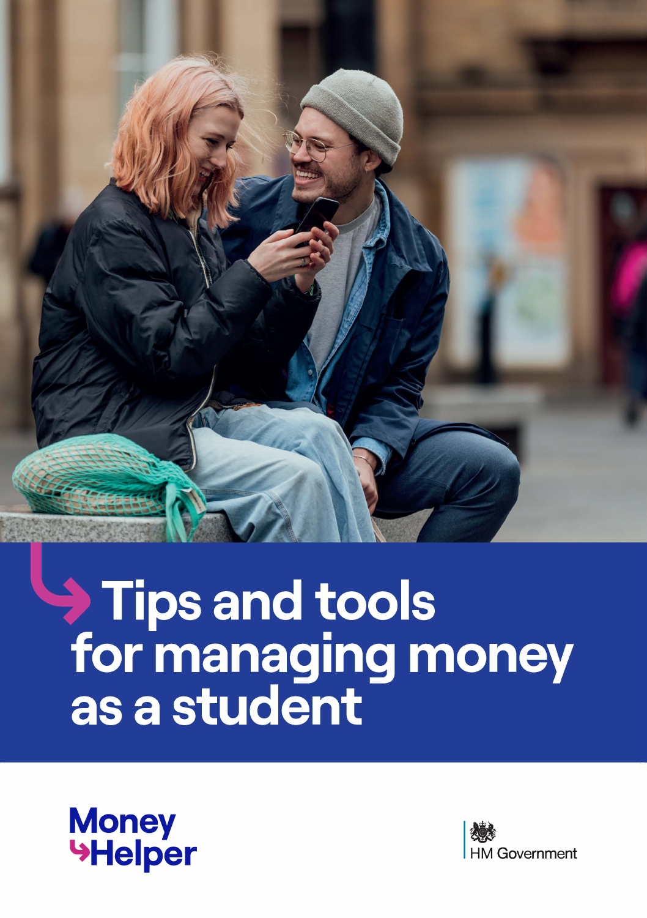# Tips and tools for managing money as a student

MoneyHelper

HM Government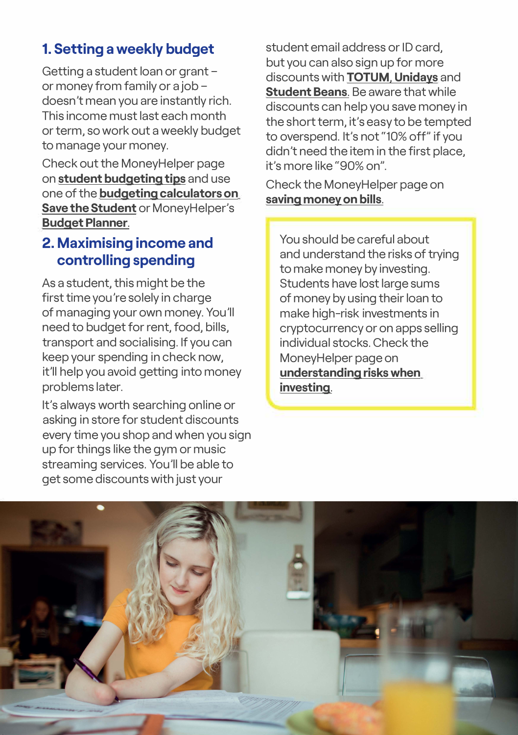## 1. Setting a weekly budget

Getting a student loan or grant – or money from family or a job – doesn't mean you are instantly rich. This income must last each month or term, so work out a weekly budget to manage your money.

Check out the MoneyHelper page on **student budgeting tips** and use one of the **budgeting calculators on Save the Student** or MoneyHelper's **Budget Planner**.

## 2. Maximising income and controlling spending

As a student, this might be the first time you're solely in charge of managing your own money. You'll need to budget for rent, food, bills, transport and socialising. If you can keep your spending in check now, it'll help you avoid getting into money problems later.

It's always worth searching online or asking in store for student discounts every time you shop and when you sign up for things like the gym or music streaming services. You'll be able to get some discounts with just your student email address or ID card, but you can also sign up for more discounts with **TOTUM, Unidays** and **Student Beans**. Be aware that while discounts can help you save money in the short term, it's easy to be tempted to overspend. It's not "10% off" if you didn't need the item in the first place, it's more like "90% on".

Check the MoneyHelper page on **saving money on bills**.

> You should be careful about and understand the risks of trying to make money by investing. Students have lost large sums of money by using their loan to make high-risk investments in cryptocurrency or on apps selling individual stocks. Check the MoneyHelper page on **understanding risks when investing**.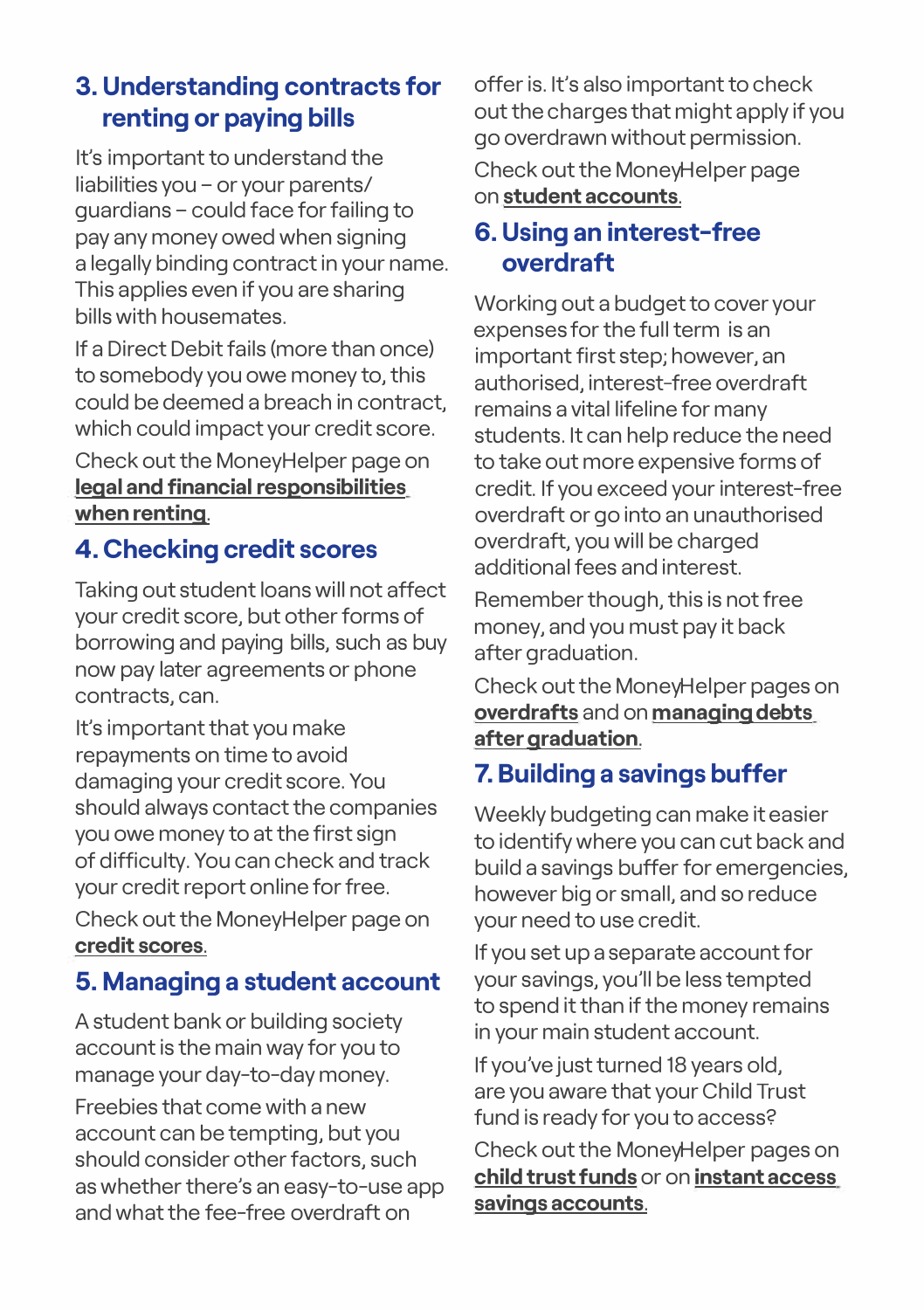## 3. Understanding contracts for renting or paying bills

It's important to understand the liabilities you – or your parents/guardians – could face for failing to pay any money owed when signing a legally binding contract in your name. This applies even if you are sharing bills with housemates.

If a Direct Debit fails (more than once) to somebody you owe money to, this could be deemed a breach in contract, which could impact your credit score.

Check out the MoneyHelper page on **legal and financial responsibilities when renting**.

## 4. Checking credit scores

Taking out student loans will not affect your credit score, but other forms of borrowing and paying bills, such as buy now pay later agreements or phone contracts, can.

It's important that you make repayments on time to avoid damaging your credit score. You should always contact the companies you owe money to at the first sign of difficulty. You can check and track your credit report online for free.

Check out the MoneyHelper page on **credit scores**.

## 5. Managing a student account

A student bank or building society account is the main way for you to manage your day-to-day money.

Freebies that come with a new account can be tempting, but you should consider other factors, such as whether there's an easy-to-use app and what the fee-free overdraft on offer is. It's also important to check out the charges that might apply if you go overdrawn without permission.

Check out the MoneyHelper page on **student accounts**.

## 6. Using an interest-free overdraft

Working out a budget to cover your expenses for the full term is an important first step; however, an authorised, interest-free overdraft remains a vital lifeline for many students. It can help reduce the need to take out more expensive forms of credit. If you exceed your interest-free overdraft or go into an unauthorised overdraft, you will be charged additional fees and interest.

Remember though, this is not free money, and you must pay it back after graduation.

Check out the MoneyHelper pages on **overdrafts** and on **managing debts after graduation**.

## 7. Building a savings buffer

Weekly budgeting can make it easier to identify where you can cut back and build a savings buffer for emergencies, however big or small, and so reduce your need to use credit.

If you set up a separate account for your savings, you'll be less tempted to spend it than if the money remains in your main student account.

If you've just turned 18 years old, are you aware that your Child Trust fund is ready for you to access?

Check out the MoneyHelper pages on **child trust funds** or on **instant access savings accounts**.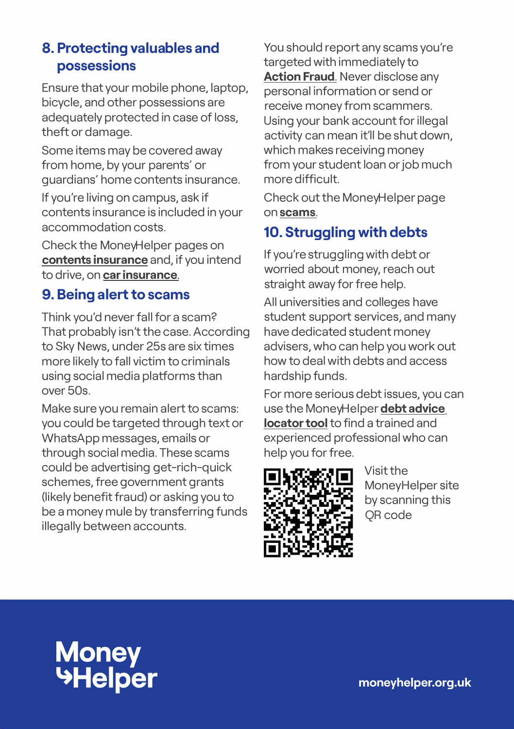## 8. Protecting valuables and possessions

Ensure that your mobile phone, laptop, bicycle, and other possessions are adequately protected in case of loss, theft or damage.

Some items may be covered away from home, by your parents' or guardians' home contents insurance.

If you're living on campus, ask if contents insurance is included in your accommodation costs.

Check the MoneyHelper pages on **contents insurance** and, if you intend to drive, on **car insurance**.

## 9. Being alert to scams

Think you'd never fall for a scam? That probably isn't the case. According to Sky News, under 25s are six times more likely to fall victim to criminals using social media platforms than over 50s.

Make sure you remain alert to scams: you could be targeted through text or WhatsApp messages, emails or through social media. These scams could be advertising get-rich-quick schemes, free government grants (likely benefit fraud) or asking you to be a money mule by transferring funds illegally between accounts.

You should report any scams you're targeted with immediately to **Action Fraud**. Never disclose any personal information or send or receive money from scammers. Using your bank account for illegal activity can mean it'll be shut down, which makes receiving money from your student loan or job much more difficult.

Check out the MoneyHelper page on **scams**.

## 10. Struggling with debts

If you're struggling with debt or worried about money, reach out straight away for free help.

All universities and colleges have student support services, and many have dedicated student money advisers, who can help you work out how to deal with debts and access hardship funds.

For more serious debt issues, you can use the MoneyHelper **debt advice locator tool** to find a trained and experienced professional who can help you for free.

Visit the MoneyHelper site by scanning this QR code

MoneyHelper

moneyhelper.org.uk